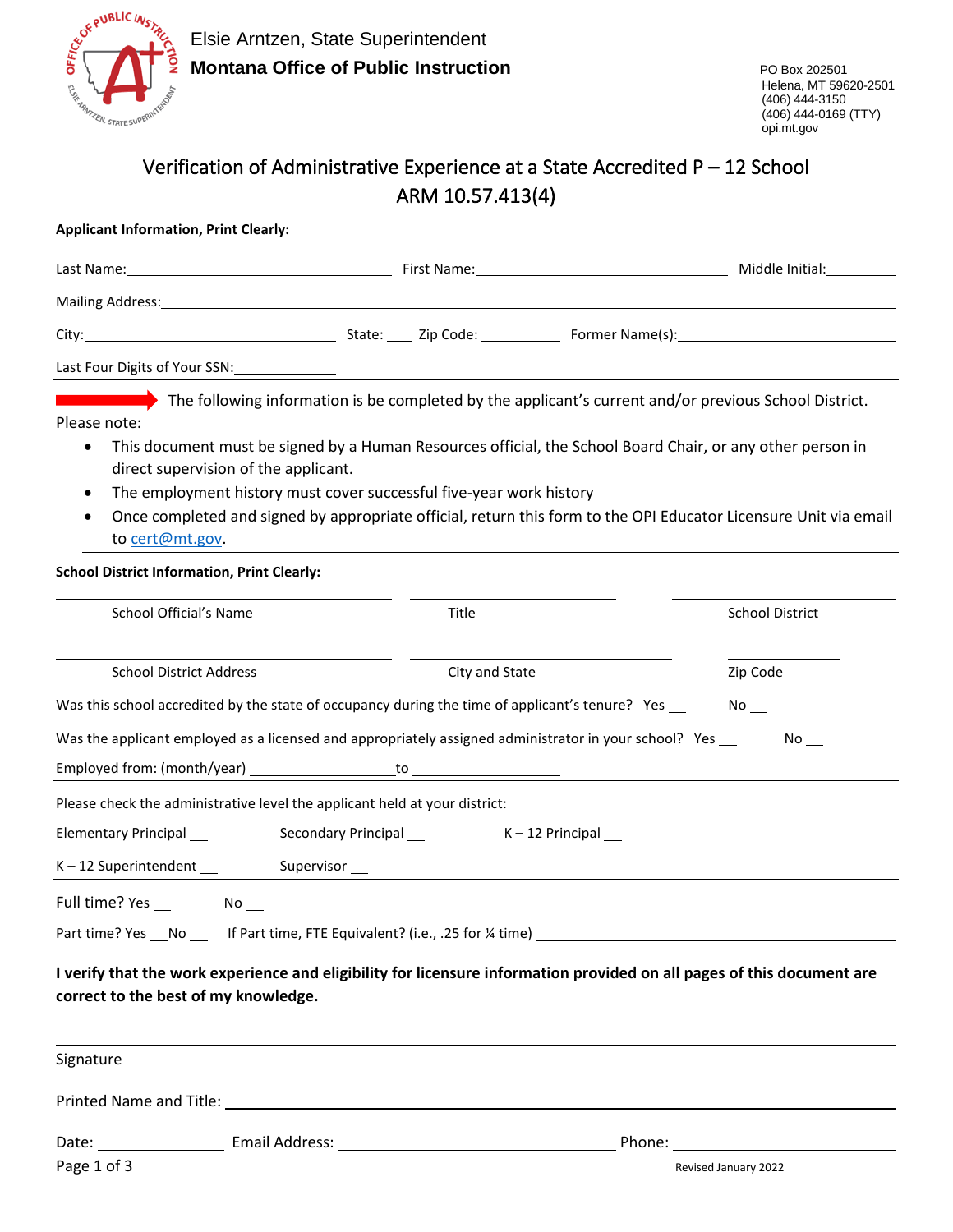Elsie Arntzen, State Superintendent
**Montana Office of Public Instruction**

PO Box 202501
Helena, MT 59620-2501
(406) 444-3150
(406) 444-0169 (TTY)
opi.mt.gov

# Verification of Administrative Experience at a State Accredited P – 12 School
## ARM 10.57.413(4)

**Applicant Information, Print Clearly:**

Last Name:\_\_\_\_\_\_\_\_\_\_\_\_\_\_\_\_\_\_\_\_ First Name:\_\_\_\_\_\_\_\_\_\_\_\_\_\_\_\_\_\_\_\_ Middle Initial:\_\_\_\_\_\_

Mailing Address:\_\_\_\_\_\_\_\_\_\_\_\_\_\_\_\_\_\_\_\_\_\_\_\_\_\_\_\_\_\_\_\_\_\_\_\_\_\_\_\_

City:\_\_\_\_\_\_\_\_\_\_\_\_\_\_\_\_\_\_\_\_ State: \_\_\_ Zip Code: \_\_\_\_\_\_\_\_ Former Name(s):\_\_\_\_\_\_\_\_\_\_\_\_\_\_\_\_\_\_\_\_

Last Four Digits of Your SSN:\_\_\_\_\_\_\_\_\_\_

➡ The following information is be completed by the applicant's current and/or previous School District.

Please note:

- This document must be signed by a Human Resources official, the School Board Chair, or any other person in direct supervision of the applicant.
- The employment history must cover successful five-year work history
- Once completed and signed by appropriate official, return this form to the OPI Educator Licensure Unit via email to cert@mt.gov.

**School District Information, Print Clearly:**

\_\_\_\_\_\_\_\_\_\_\_\_\_\_\_\_\_\_\_\_ \_\_\_\_\_\_\_\_\_\_\_\_\_\_\_\_\_\_\_\_ \_\_\_\_\_\_\_\_\_\_\_\_\_\_\_\_\_\_\_\_
School Official's Name Title School District

\_\_\_\_\_\_\_\_\_\_\_\_\_\_\_\_\_\_\_\_ \_\_\_\_\_\_\_\_\_\_\_\_\_\_\_\_\_\_\_\_ \_\_\_\_\_\_\_\_\_\_\_\_\_\_\_\_\_\_\_\_
School District Address City and State Zip Code

Was this school accredited by the state of occupancy during the time of applicant's tenure? Yes \_\_ No \_\_

Was the applicant employed as a licensed and appropriately assigned administrator in your school? Yes \_\_ No \_\_

Employed from: (month/year) \_\_\_\_\_\_\_\_\_\_\_\_\_\_\_ to \_\_\_\_\_\_\_\_\_\_\_\_\_\_\_

Please check the administrative level the applicant held at your district:

Elementary Principal \_\_ Secondary Principal \_\_ K – 12 Principal \_\_

K – 12 Superintendent \_\_ Supervisor \_\_

Full time? Yes \_\_ No \_\_

Part time? Yes \_\_ No \_\_ If Part time, FTE Equivalent? (i.e., .25 for ¼ time) \_\_\_\_\_\_\_\_\_\_\_\_\_\_\_\_\_\_\_\_

**I verify that the work experience and eligibility for licensure information provided on all pages of this document are correct to the best of my knowledge.**

\_\_\_\_\_\_\_\_\_\_\_\_\_\_\_\_\_\_\_\_\_\_\_\_\_\_\_\_\_\_\_\_\_\_\_\_\_\_\_\_
Signature

Printed Name and Title: \_\_\_\_\_\_\_\_\_\_\_\_\_\_\_\_\_\_\_\_\_\_\_\_\_\_\_\_\_\_\_\_\_\_\_\_\_\_\_\_

Date: \_\_\_\_\_\_\_\_\_\_ Email Address: \_\_\_\_\_\_\_\_\_\_\_\_\_\_\_\_\_\_\_\_ Phone: \_\_\_\_\_\_\_\_\_\_\_\_\_\_\_\_\_\_\_\_

Revised January 2022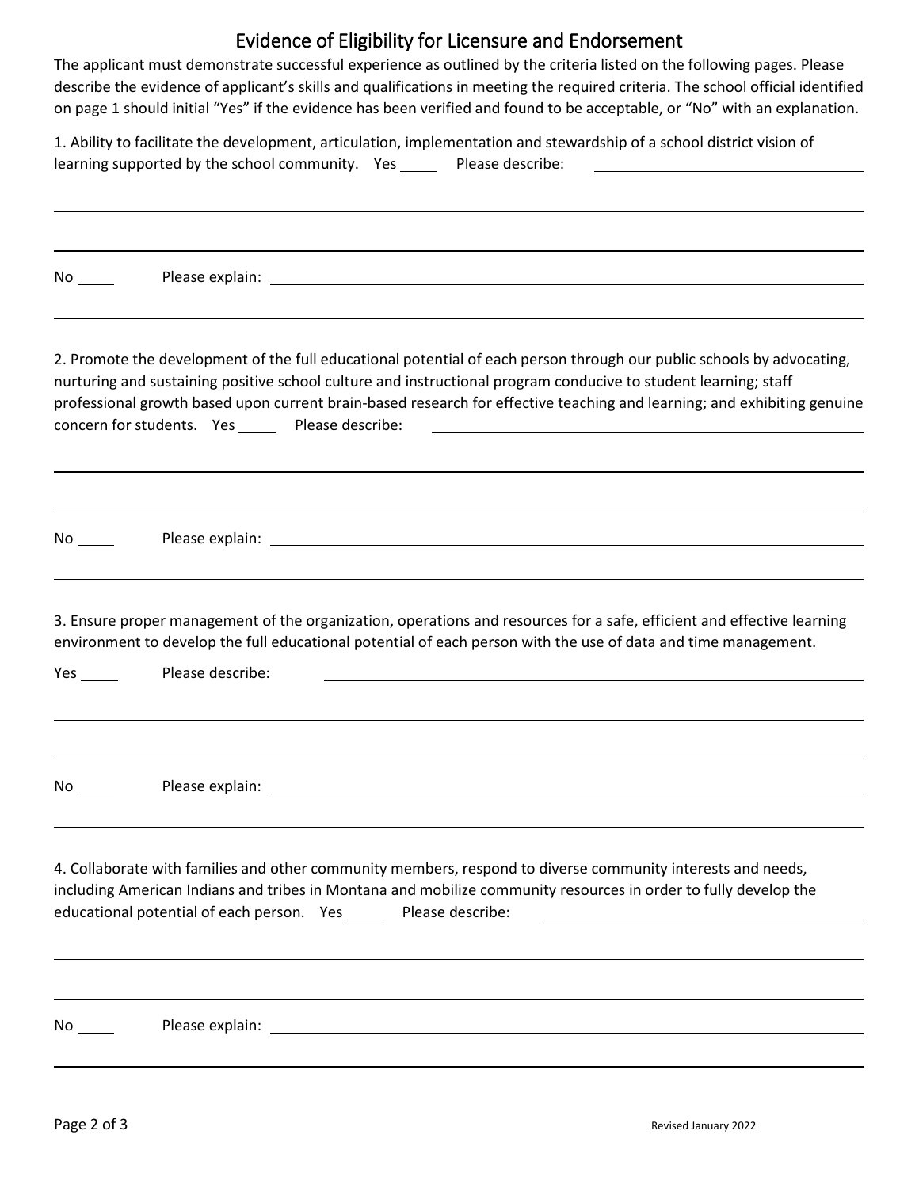# Evidence of Eligibility for Licensure and Endorsement

The applicant must demonstrate successful experience as outlined by the criteria listed on the following pages. Please describe the evidence of applicant's skills and qualifications in meeting the required criteria. The school official identified on page 1 should initial "Yes" if the evidence has been verified and found to be acceptable, or "No" with an explanation.

1. Ability to facilitate the development, articulation, implementation and stewardship of a school district vision of learning supported by the school community. Yes _____ Please describe: ________________________________

________________________________________________________________________________________

________________________________________________________________________________________

No _____ Please explain: ________________________________________________________________

________________________________________________________________________________________

2. Promote the development of the full educational potential of each person through our public schools by advocating, nurturing and sustaining positive school culture and instructional program conducive to student learning; staff professional growth based upon current brain-based research for effective teaching and learning; and exhibiting genuine concern for students. Yes _____ Please describe: ________________________________

________________________________________________________________________________________

________________________________________________________________________________________

No _____ Please explain: ________________________________________________________________

________________________________________________________________________________________

3. Ensure proper management of the organization, operations and resources for a safe, efficient and effective learning environment to develop the full educational potential of each person with the use of data and time management.

Yes _____ Please describe: ________________________________________________________________

________________________________________________________________________________________

________________________________________________________________________________________

No _____ Please explain: ________________________________________________________________

________________________________________________________________________________________

4. Collaborate with families and other community members, respond to diverse community interests and needs, including American Indians and tribes in Montana and mobilize community resources in order to fully develop the educational potential of each person. Yes _____ Please describe: ________________________________

________________________________________________________________________________________

________________________________________________________________________________________

No _____ Please explain: ________________________________________________________________

________________________________________________________________________________________

Revised January 2022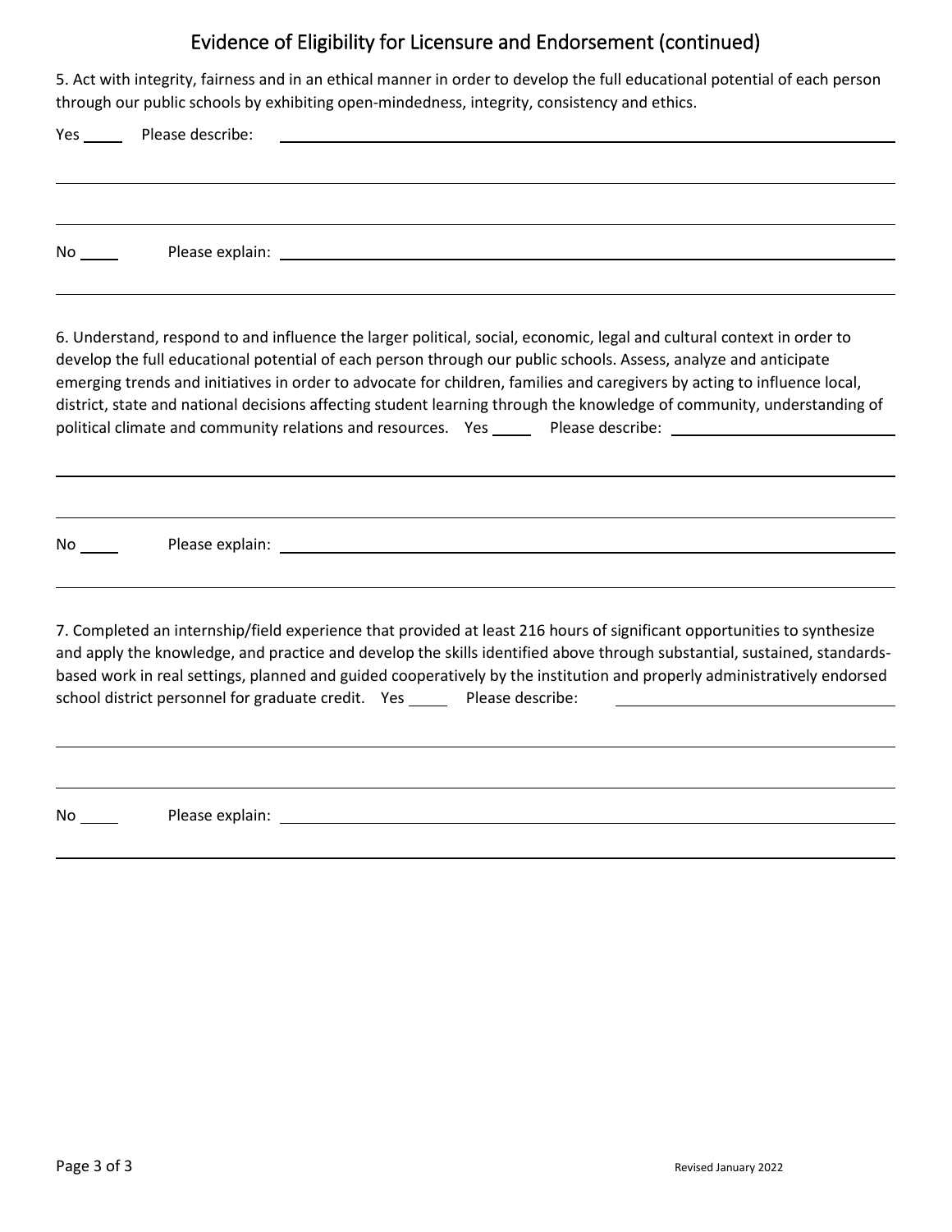# Evidence of Eligibility for Licensure and Endorsement (continued)

5. Act with integrity, fairness and in an ethical manner in order to develop the full educational potential of each person through our public schools by exhibiting open-mindedness, integrity, consistency and ethics.

Yes _____ Please describe: ____________________________________________

____________________________________________

____________________________________________

No _____ Please explain: ____________________________________________

____________________________________________

6. Understand, respond to and influence the larger political, social, economic, legal and cultural context in order to develop the full educational potential of each person through our public schools. Assess, analyze and anticipate emerging trends and initiatives in order to advocate for children, families and caregivers by acting to influence local, district, state and national decisions affecting student learning through the knowledge of community, understanding of political climate and community relations and resources. Yes _____ Please describe: ____________________

____________________________________________

____________________________________________

No _____ Please explain: ____________________________________________

____________________________________________

7. Completed an internship/field experience that provided at least 216 hours of significant opportunities to synthesize and apply the knowledge, and practice and develop the skills identified above through substantial, sustained, standards-based work in real settings, planned and guided cooperatively by the institution and properly administratively endorsed school district personnel for graduate credit. Yes _____ Please describe: ____________________

____________________________________________

____________________________________________

No _____ Please explain: ____________________________________________

____________________________________________

Revised January 2022